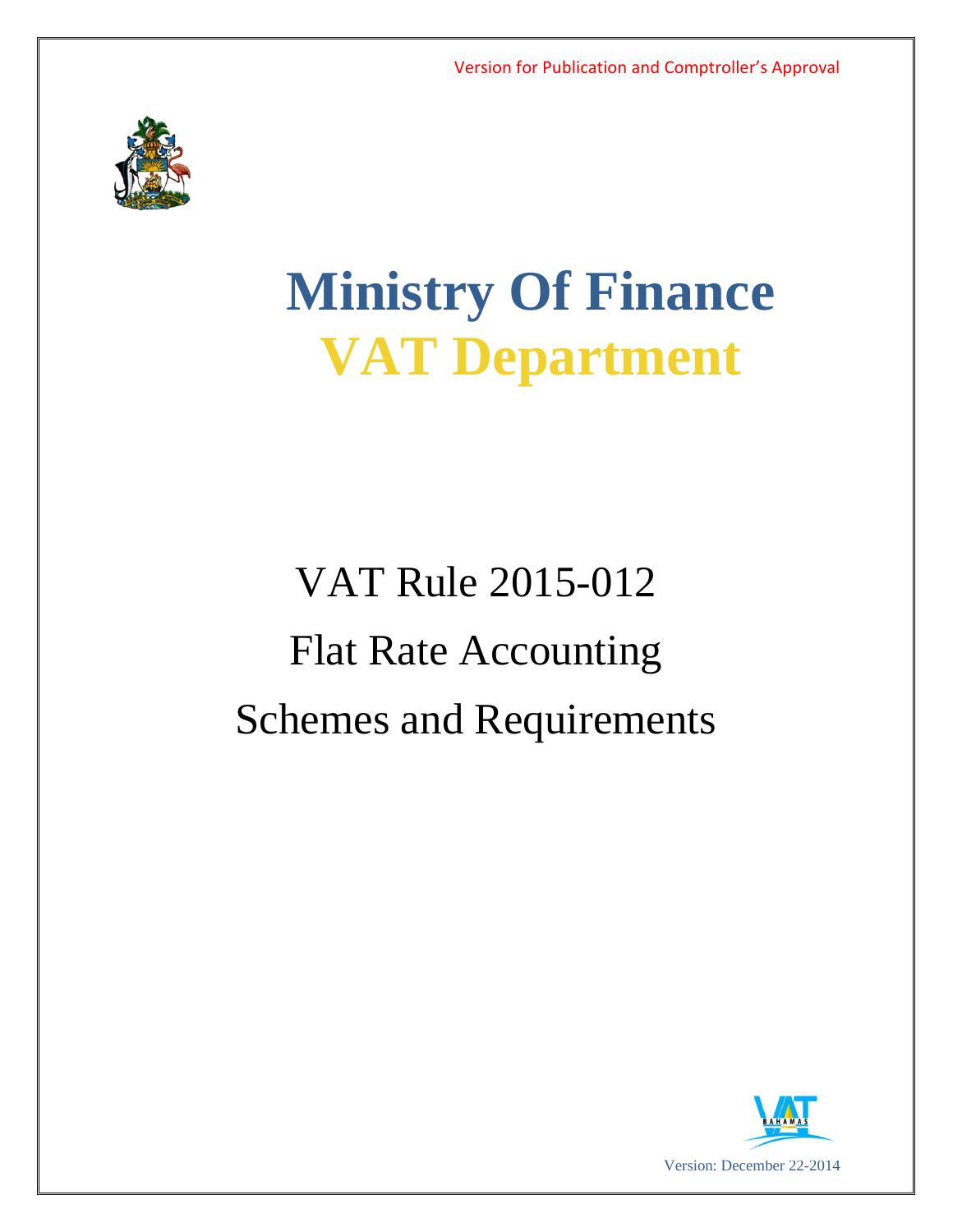Version for Publication and Comptroller's Approval

# Ministry Of Finance

# VAT Department

## VAT Rule 2015-012

## Flat Rate Accounting

## Schemes and Requirements

Version: December 22-2014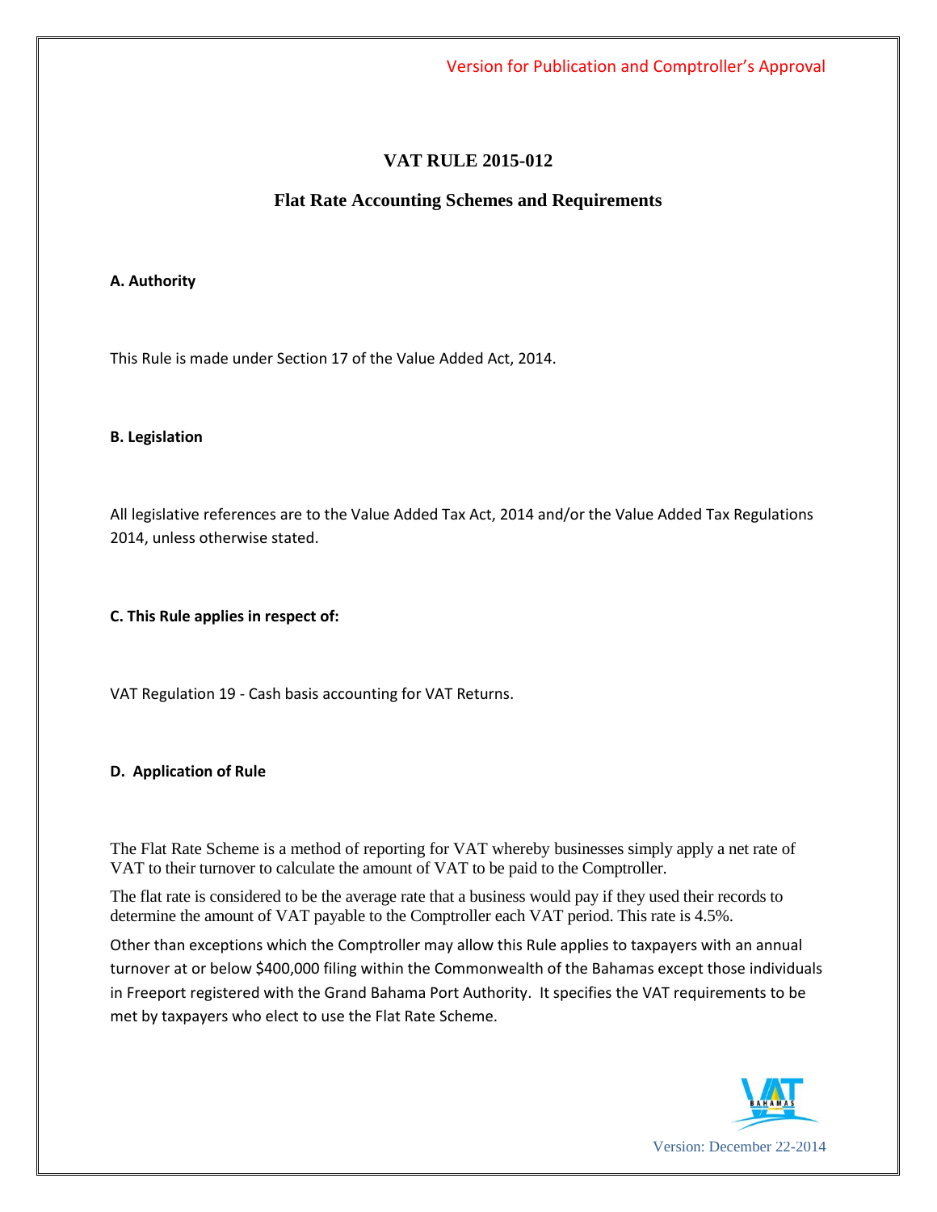Version for Publication and Comptroller's Approval

# VAT RULE 2015-012

## Flat Rate Accounting Schemes and Requirements

**A. Authority**

This Rule is made under Section 17 of the Value Added Act, 2014.

**B. Legislation**

All legislative references are to the Value Added Tax Act, 2014 and/or the Value Added Tax Regulations 2014, unless otherwise stated.

**C. This Rule applies in respect of:**

VAT Regulation 19 - Cash basis accounting for VAT Returns.

**D. Application of Rule**

The Flat Rate Scheme is a method of reporting for VAT whereby businesses simply apply a net rate of VAT to their turnover to calculate the amount of VAT to be paid to the Comptroller.

The flat rate is considered to be the average rate that a business would pay if they used their records to determine the amount of VAT payable to the Comptroller each VAT period. This rate is 4.5%.

Other than exceptions which the Comptroller may allow this Rule applies to taxpayers with an annual turnover at or below $400,000 filing within the Commonwealth of the Bahamas except those individuals in Freeport registered with the Grand Bahama Port Authority. It specifies the VAT requirements to be met by taxpayers who elect to use the Flat Rate Scheme.

Version: December 22-2014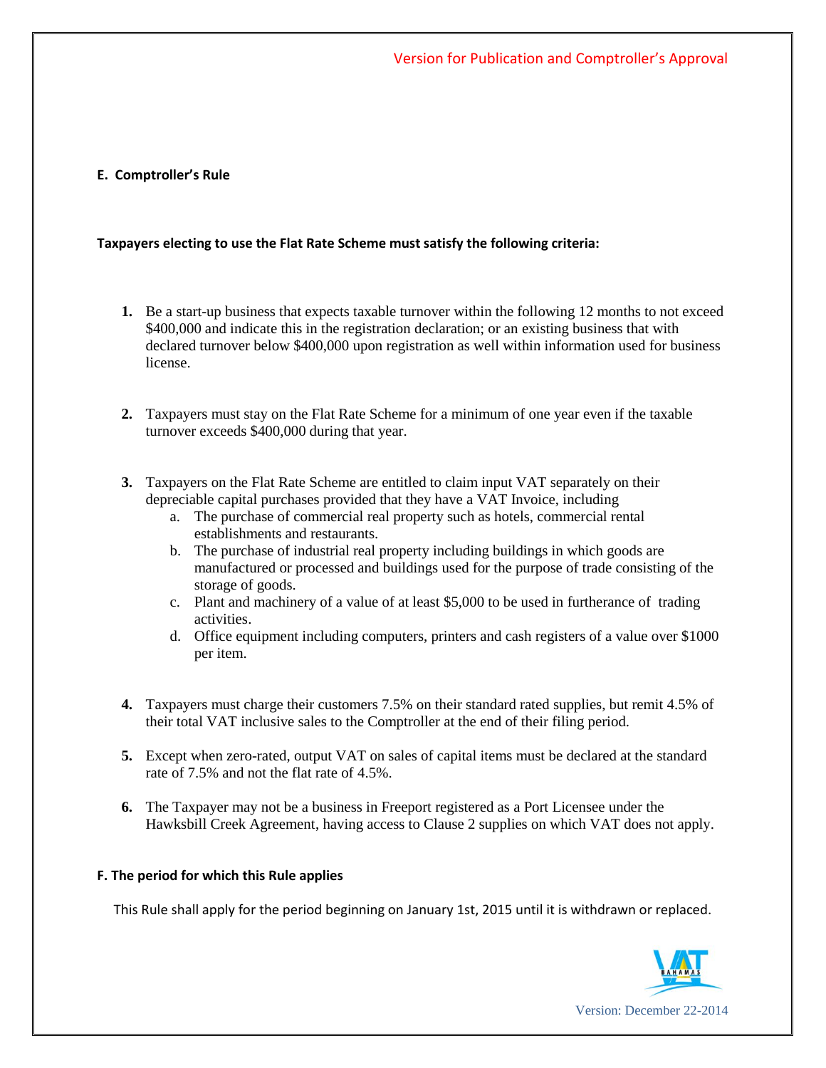## E. Comptroller's Rule

**Taxpayers electing to use the Flat Rate Scheme must satisfy the following criteria:**

1. Be a start-up business that expects taxable turnover within the following 12 months to not exceed $400,000 and indicate this in the registration declaration; or an existing business that with declared turnover below $400,000 upon registration as well within information used for business license.

2. Taxpayers must stay on the Flat Rate Scheme for a minimum of one year even if the taxable turnover exceeds $400,000 during that year.

3. Taxpayers on the Flat Rate Scheme are entitled to claim input VAT separately on their depreciable capital purchases provided that they have a VAT Invoice, including
   a. The purchase of commercial real property such as hotels, commercial rental establishments and restaurants.
   b. The purchase of industrial real property including buildings in which goods are manufactured or processed and buildings used for the purpose of trade consisting of the storage of goods.
   c. Plant and machinery of a value of at least $5,000 to be used in furtherance of trading activities.
   d. Office equipment including computers, printers and cash registers of a value over $1000 per item.

4. Taxpayers must charge their customers 7.5% on their standard rated supplies, but remit 4.5% of their total VAT inclusive sales to the Comptroller at the end of their filing period.

5. Except when zero-rated, output VAT on sales of capital items must be declared at the standard rate of 7.5% and not the flat rate of 4.5%.

6. The Taxpayer may not be a business in Freeport registered as a Port Licensee under the Hawksbill Creek Agreement, having access to Clause 2 supplies on which VAT does not apply.

## F. The period for which this Rule applies

This Rule shall apply for the period beginning on January 1st, 2015 until it is withdrawn or replaced.